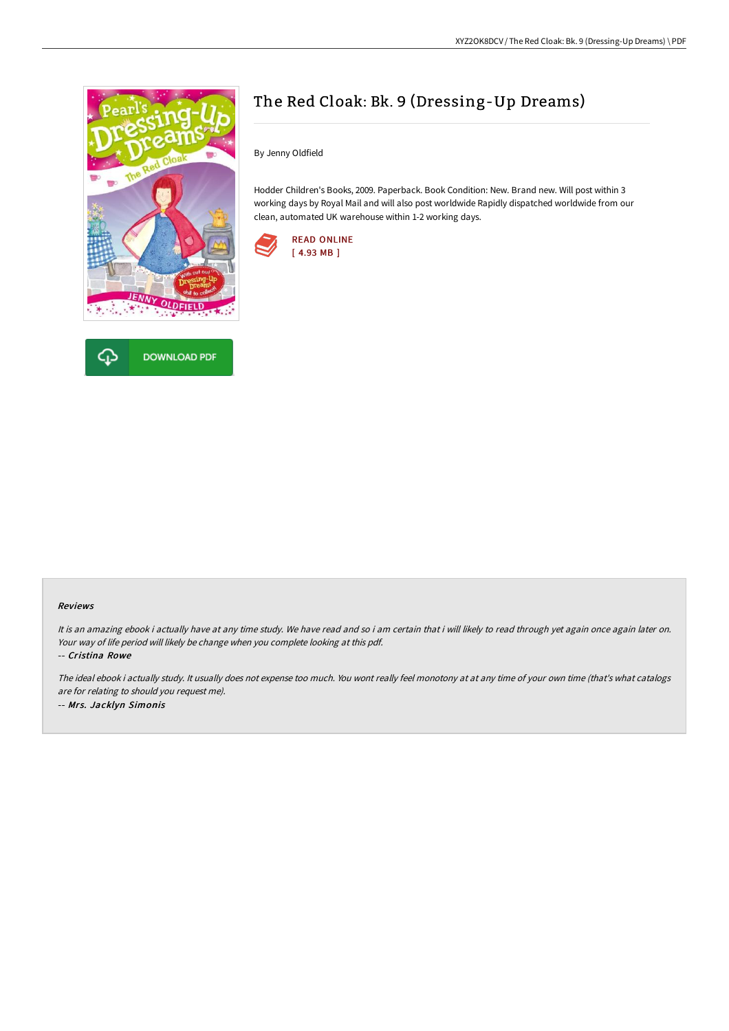# The Red Cloak: Bk. 9 (Dressing-Up Dreams)

By Jenny Oldfield

Hodder Children's Books, 2009. Paperback. Book Condition: New. Brand new. Will post within 3 working days by Royal Mail and will also post worldwide Rapidly dispatched worldwide from our clean, automated UK warehouse within 1-2 working days.

READ ONLINE
[ 4.93 MB ]

DOWNLOAD PDF

#### Reviews

*It is an amazing ebook i actually have at any time study. We have read and so i am certain that i will likely to read through yet again once again later on. Your way of life period will likely be change when you complete looking at this pdf.*

-- ***Cristina Rowe***

*The ideal ebook i actually study. It usually does not expense too much. You wont really feel monotony at at any time of your own time (that's what catalogs are for relating to should you request me).*

-- ***Mrs. Jacklyn Simonis***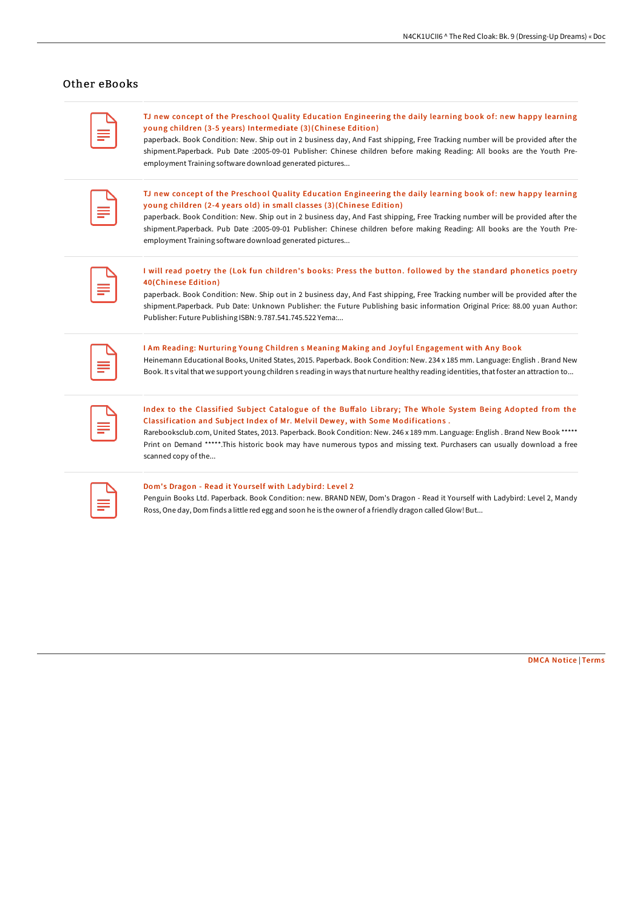## Other eBooks

**TJ new concept of the Preschool Quality Education Engineering the daily learning book of: new happy learning young children (3-5 years) Intermediate (3)(Chinese Edition)**

paperback. Book Condition: New. Ship out in 2 business day, And Fast shipping, Free Tracking number will be provided after the shipment.Paperback. Pub Date :2005-09-01 Publisher: Chinese children before making Reading: All books are the Youth Pre-employment Training software download generated pictures...

**TJ new concept of the Preschool Quality Education Engineering the daily learning book of: new happy learning young children (2-4 years old) in small classes (3)(Chinese Edition)**

paperback. Book Condition: New. Ship out in 2 business day, And Fast shipping, Free Tracking number will be provided after the shipment.Paperback. Pub Date :2005-09-01 Publisher: Chinese children before making Reading: All books are the Youth Pre-employment Training software download generated pictures...

**I will read poetry the (Lok fun children's books: Press the button. followed by the standard phonetics poetry 40(Chinese Edition)**

paperback. Book Condition: New. Ship out in 2 business day, And Fast shipping, Free Tracking number will be provided after the shipment.Paperback. Pub Date: Unknown Publisher: the Future Publishing basic information Original Price: 88.00 yuan Author: Publisher: Future Publishing ISBN: 9.787.541.745.522 Yema:...

**I Am Reading: Nurturing Young Children s Meaning Making and Joyful Engagement with Any Book**

Heinemann Educational Books, United States, 2015. Paperback. Book Condition: New. 234 x 185 mm. Language: English . Brand New Book. It s vital that we support young children s reading in ways that nurture healthy reading identities, that foster an attraction to...

**Index to the Classified Subject Catalogue of the Buffalo Library; The Whole System Being Adopted from the Classification and Subject Index of Mr. Melvil Dewey, with Some Modifications .**

Rarebooksclub.com, United States, 2013. Paperback. Book Condition: New. 246 x 189 mm. Language: English . Brand New Book ***** Print on Demand *****.This historic book may have numerous typos and missing text. Purchasers can usually download a free scanned copy of the...

**Dom's Dragon - Read it Yourself with Ladybird: Level 2**

Penguin Books Ltd. Paperback. Book Condition: new. BRAND NEW, Dom's Dragon - Read it Yourself with Ladybird: Level 2, Mandy Ross, One day, Dom finds a little red egg and soon he is the owner of a friendly dragon called Glow! But...